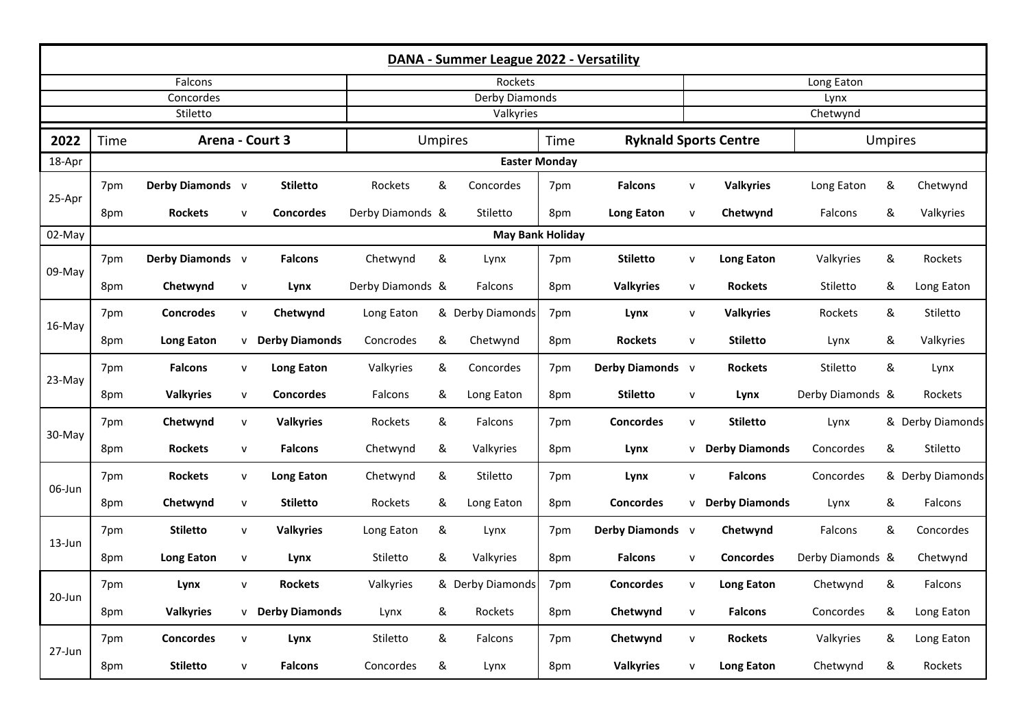## DANA - Summer League 2022 - Versatility

| | | |
|---|---|---|
| Falcons | Rockets | Long Eaton |
| Concordes | Derby Diamonds | Lynx |
| Stiletto | Valkyries | Chetwynd |

| 2022 | Time | Arena - Court 3 | | | Umpires | | | Time | Ryknald Sports Centre | | | Umpires | | |
|---|---|---|---|---|---|---|---|---|---|---|---|---|---|---|
| 18-Apr | Easter Monday | | | | | | | | | | | | | |
| 25-Apr | 7pm | Derby Diamonds | v | Stiletto | Rockets | & | Concordes | 7pm | Falcons | v | Valkyries | Long Eaton | & | Chetwynd |
| | 8pm | Rockets | v | Concordes | Derby Diamonds | & | Stiletto | 8pm | Long Eaton | v | Chetwynd | Falcons | & | Valkyries |
| 02-May | May Bank Holiday | | | | | | | | | | | | | |
| 09-May | 7pm | Derby Diamonds | v | Falcons | Chetwynd | & | Lynx | 7pm | Stiletto | v | Long Eaton | Valkyries | & | Rockets |
| | 8pm | Chetwynd | v | Lynx | Derby Diamonds | & | Falcons | 8pm | Valkyries | v | Rockets | Stiletto | & | Long Eaton |
| 16-May | 7pm | Concrodes | v | Chetwynd | Long Eaton | & | Derby Diamonds | 7pm | Lynx | v | Valkyries | Rockets | & | Stiletto |
| | 8pm | Long Eaton | v | Derby Diamonds | Concrodes | & | Chetwynd | 8pm | Rockets | v | Stiletto | Lynx | & | Valkyries |
| 23-May | 7pm | Falcons | v | Long Eaton | Valkyries | & | Concordes | 7pm | Derby Diamonds | v | Rockets | Stiletto | & | Lynx |
| | 8pm | Valkyries | v | Concordes | Falcons | & | Long Eaton | 8pm | Stiletto | v | Lynx | Derby Diamonds | & | Rockets |
| 30-May | 7pm | Chetwynd | v | Valkyries | Rockets | & | Falcons | 7pm | Concordes | v | Stiletto | Lynx | & | Derby Diamonds |
| | 8pm | Rockets | v | Falcons | Chetwynd | & | Valkyries | 8pm | Lynx | v | Derby Diamonds | Concordes | & | Stiletto |
| 06-Jun | 7pm | Rockets | v | Long Eaton | Chetwynd | & | Stiletto | 7pm | Lynx | v | Falcons | Concordes | & | Derby Diamonds |
| | 8pm | Chetwynd | v | Stiletto | Rockets | & | Long Eaton | 8pm | Concordes | v | Derby Diamonds | Lynx | & | Falcons |
| 13-Jun | 7pm | Stiletto | v | Valkyries | Long Eaton | & | Lynx | 7pm | Derby Diamonds | v | Chetwynd | Falcons | & | Concordes |
| | 8pm | Long Eaton | v | Lynx | Stiletto | & | Valkyries | 8pm | Falcons | v | Concordes | Derby Diamonds | & | Chetwynd |
| 20-Jun | 7pm | Lynx | v | Rockets | Valkyries | & | Derby Diamonds | 7pm | Concordes | v | Long Eaton | Chetwynd | & | Falcons |
| | 8pm | Valkyries | v | Derby Diamonds | Lynx | & | Rockets | 8pm | Chetwynd | v | Falcons | Concordes | & | Long Eaton |
| 27-Jun | 7pm | Concordes | v | Lynx | Stiletto | & | Falcons | 7pm | Chetwynd | v | Rockets | Valkyries | & | Long Eaton |
| | 8pm | Stiletto | v | Falcons | Concordes | & | Lynx | 8pm | Valkyries | v | Long Eaton | Chetwynd | & | Rockets |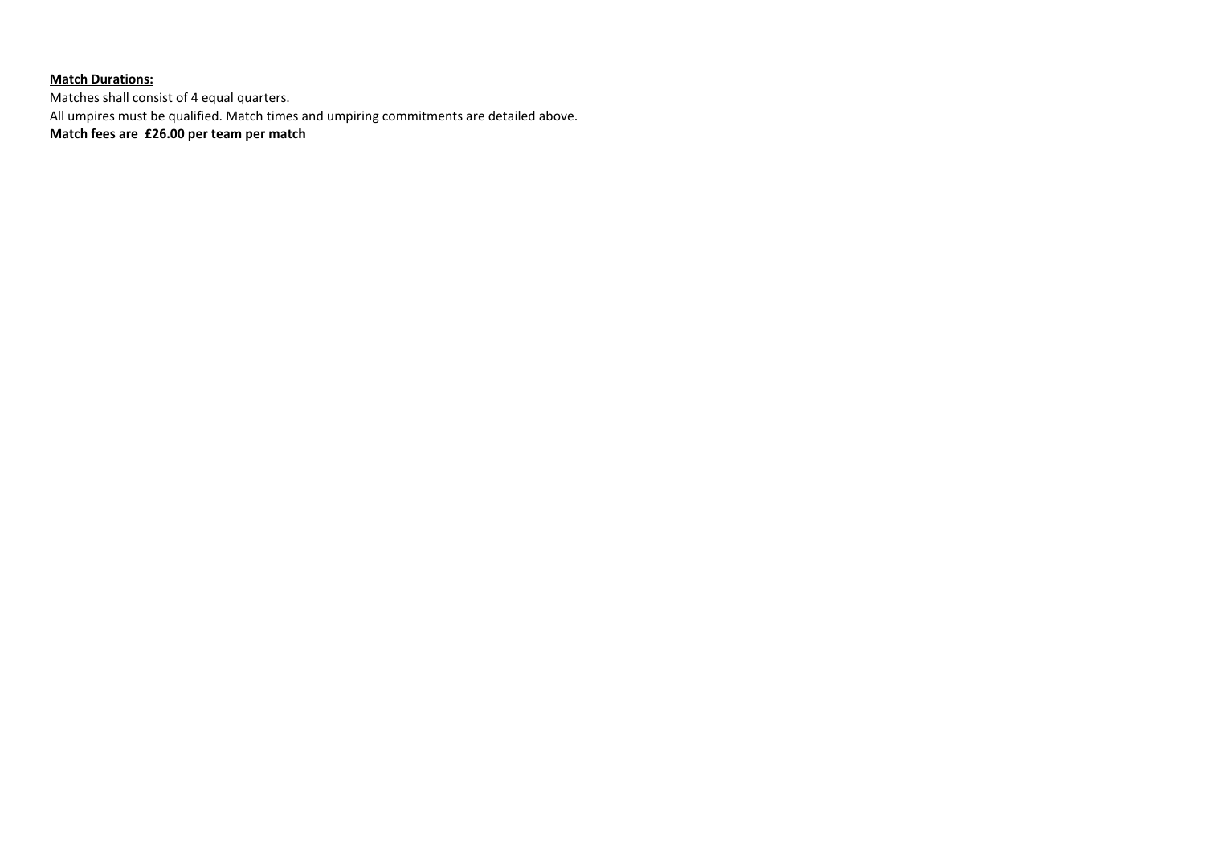**Match Durations:**

Matches shall consist of 4 equal quarters.

All umpires must be qualified. Match times and umpiring commitments are detailed above.

**Match fees are £26.00 per team per match**